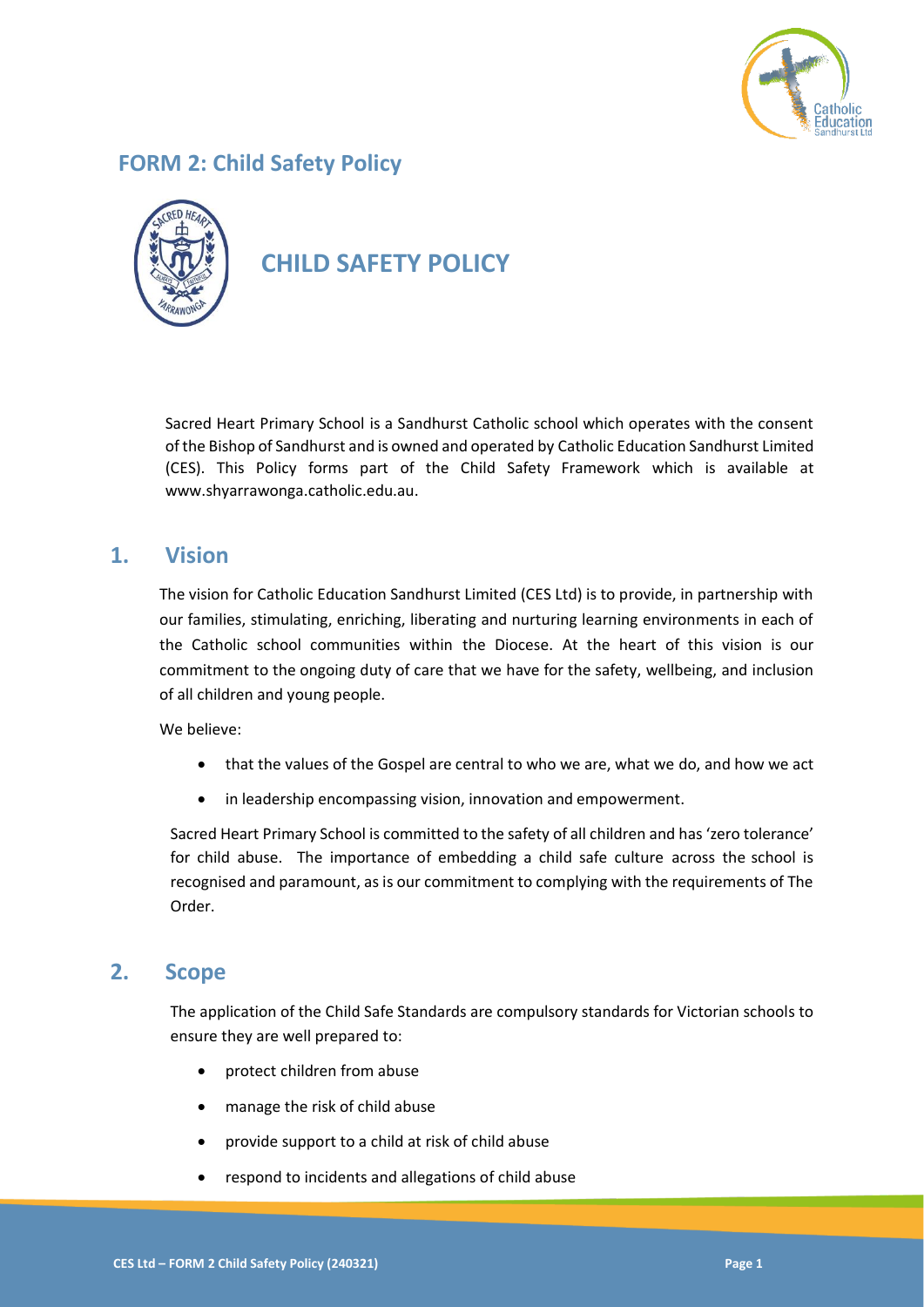## FORM 2: Child Safety Policy

# CHILD SAFETY POLICY

Sacred Heart Primary School is a Sandhurst Catholic school which operates with the consent of the Bishop of Sandhurst and is owned and operated by Catholic Education Sandhurst Limited (CES). This Policy forms part of the Child Safety Framework which is available at www.shyarrawonga.catholic.edu.au.

## 1. Vision

The vision for Catholic Education Sandhurst Limited (CES Ltd) is to provide, in partnership with our families, stimulating, enriching, liberating and nurturing learning environments in each of the Catholic school communities within the Diocese. At the heart of this vision is our commitment to the ongoing duty of care that we have for the safety, wellbeing, and inclusion of all children and young people.

We believe:

- that the values of the Gospel are central to who we are, what we do, and how we act
- in leadership encompassing vision, innovation and empowerment.

Sacred Heart Primary School is committed to the safety of all children and has 'zero tolerance' for child abuse. The importance of embedding a child safe culture across the school is recognised and paramount, as is our commitment to complying with the requirements of The Order.

## 2. Scope

The application of the Child Safe Standards are compulsory standards for Victorian schools to ensure they are well prepared to:

- protect children from abuse
- manage the risk of child abuse
- provide support to a child at risk of child abuse
- respond to incidents and allegations of child abuse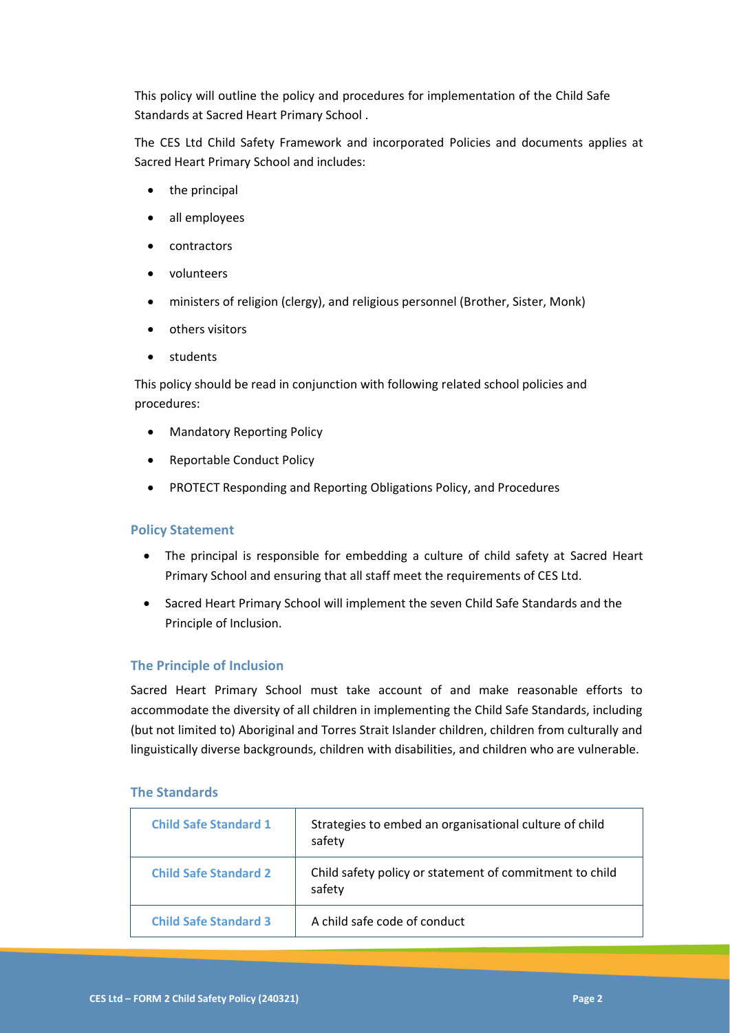This policy will outline the policy and procedures for implementation of the Child Safe Standards at Sacred Heart Primary School .

The CES Ltd Child Safety Framework and incorporated Policies and documents applies at Sacred Heart Primary School and includes:

- the principal
- all employees
- contractors
- volunteers
- ministers of religion (clergy), and religious personnel (Brother, Sister, Monk)
- others visitors
- students

This policy should be read in conjunction with following related school policies and procedures:

- Mandatory Reporting Policy
- Reportable Conduct Policy
- PROTECT Responding and Reporting Obligations Policy, and Procedures

## Policy Statement

- The principal is responsible for embedding a culture of child safety at Sacred Heart Primary School and ensuring that all staff meet the requirements of CES Ltd.
- Sacred Heart Primary School will implement the seven Child Safe Standards and the Principle of Inclusion.

## The Principle of Inclusion

Sacred Heart Primary School must take account of and make reasonable efforts to accommodate the diversity of all children in implementing the Child Safe Standards, including (but not limited to) Aboriginal and Torres Strait Islander children, children from culturally and linguistically diverse backgrounds, children with disabilities, and children who are vulnerable.

## The Standards

| | |
|---|---|
| **Child Safe Standard 1** | Strategies to embed an organisational culture of child safety |
| **Child Safe Standard 2** | Child safety policy or statement of commitment to child safety |
| **Child Safe Standard 3** | A child safe code of conduct |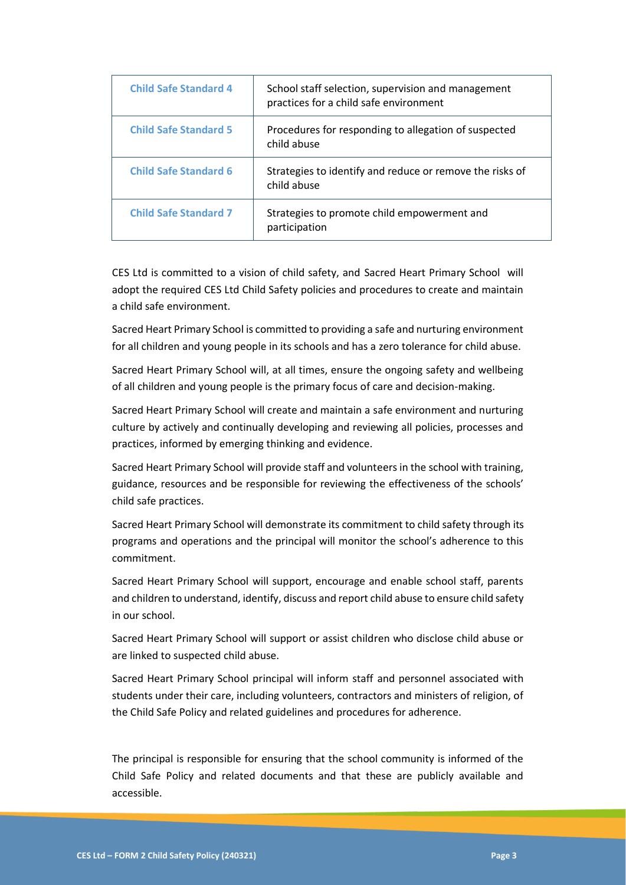| Child Safe Standard 4 | School staff selection, supervision and management practices for a child safe environment |
|---|---|
| Child Safe Standard 5 | Procedures for responding to allegation of suspected child abuse |
| Child Safe Standard 6 | Strategies to identify and reduce or remove the risks of child abuse |
| Child Safe Standard 7 | Strategies to promote child empowerment and participation |

CES Ltd is committed to a vision of child safety, and Sacred Heart Primary School will adopt the required CES Ltd Child Safety policies and procedures to create and maintain a child safe environment.

Sacred Heart Primary School is committed to providing a safe and nurturing environment for all children and young people in its schools and has a zero tolerance for child abuse.

Sacred Heart Primary School will, at all times, ensure the ongoing safety and wellbeing of all children and young people is the primary focus of care and decision-making.

Sacred Heart Primary School will create and maintain a safe environment and nurturing culture by actively and continually developing and reviewing all policies, processes and practices, informed by emerging thinking and evidence.

Sacred Heart Primary School will provide staff and volunteers in the school with training, guidance, resources and be responsible for reviewing the effectiveness of the schools' child safe practices.

Sacred Heart Primary School will demonstrate its commitment to child safety through its programs and operations and the principal will monitor the school's adherence to this commitment.

Sacred Heart Primary School will support, encourage and enable school staff, parents and children to understand, identify, discuss and report child abuse to ensure child safety in our school.

Sacred Heart Primary School will support or assist children who disclose child abuse or are linked to suspected child abuse.

Sacred Heart Primary School principal will inform staff and personnel associated with students under their care, including volunteers, contractors and ministers of religion, of the Child Safe Policy and related guidelines and procedures for adherence.

The principal is responsible for ensuring that the school community is informed of the Child Safe Policy and related documents and that these are publicly available and accessible.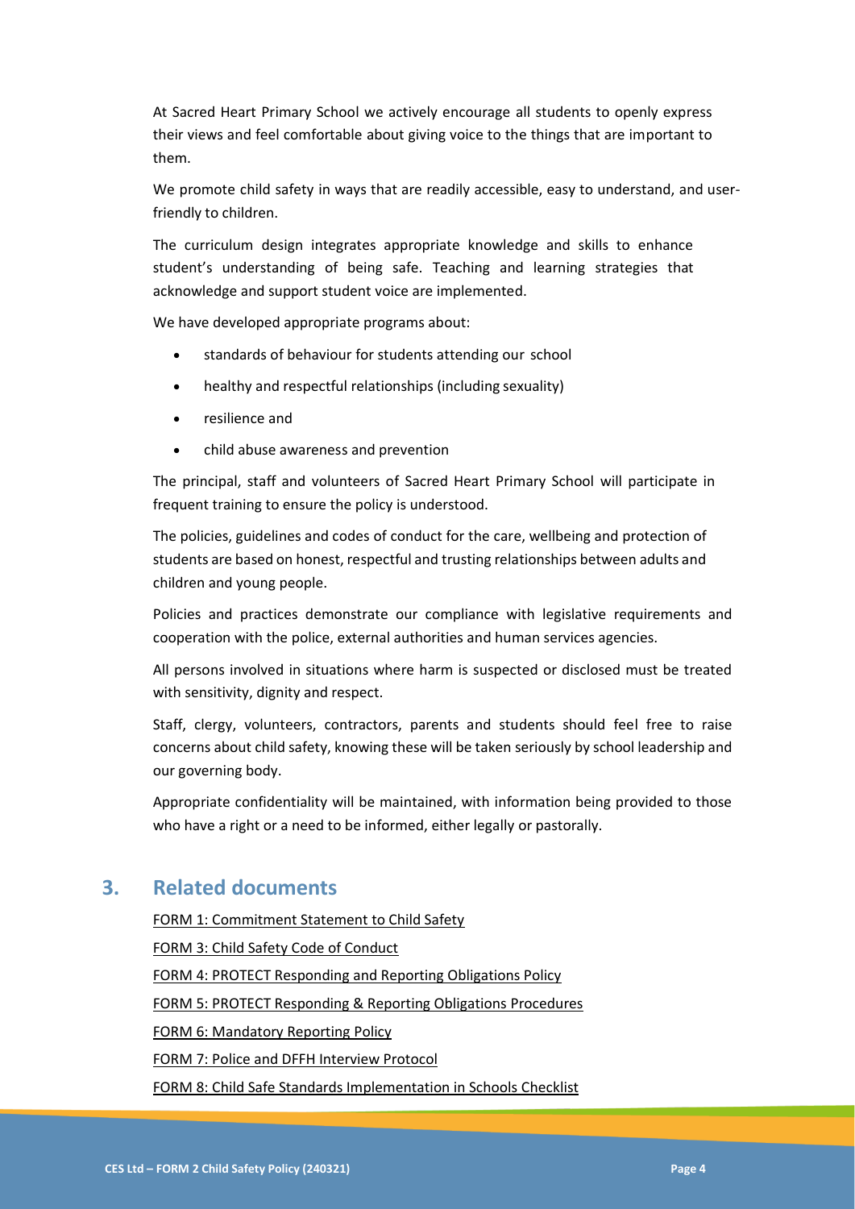At Sacred Heart Primary School we actively encourage all students to openly express their views and feel comfortable about giving voice to the things that are important to them.

We promote child safety in ways that are readily accessible, easy to understand, and user-friendly to children.

The curriculum design integrates appropriate knowledge and skills to enhance student's understanding of being safe. Teaching and learning strategies that acknowledge and support student voice are implemented.

We have developed appropriate programs about:

- standards of behaviour for students attending our school
- healthy and respectful relationships (including sexuality)
- resilience and
- child abuse awareness and prevention

The principal, staff and volunteers of Sacred Heart Primary School will participate in frequent training to ensure the policy is understood.

The policies, guidelines and codes of conduct for the care, wellbeing and protection of students are based on honest, respectful and trusting relationships between adults and children and young people.

Policies and practices demonstrate our compliance with legislative requirements and cooperation with the police, external authorities and human services agencies.

All persons involved in situations where harm is suspected or disclosed must be treated with sensitivity, dignity and respect.

Staff, clergy, volunteers, contractors, parents and students should feel free to raise concerns about child safety, knowing these will be taken seriously by school leadership and our governing body.

Appropriate confidentiality will be maintained, with information being provided to those who have a right or a need to be informed, either legally or pastorally.

## 3. Related documents

FORM 1: Commitment Statement to Child Safety

FORM 3: Child Safety Code of Conduct

FORM 4: PROTECT Responding and Reporting Obligations Policy

FORM 5: PROTECT Responding & Reporting Obligations Procedures

FORM 6: Mandatory Reporting Policy

FORM 7: Police and DFFH Interview Protocol

FORM 8: Child Safe Standards Implementation in Schools Checklist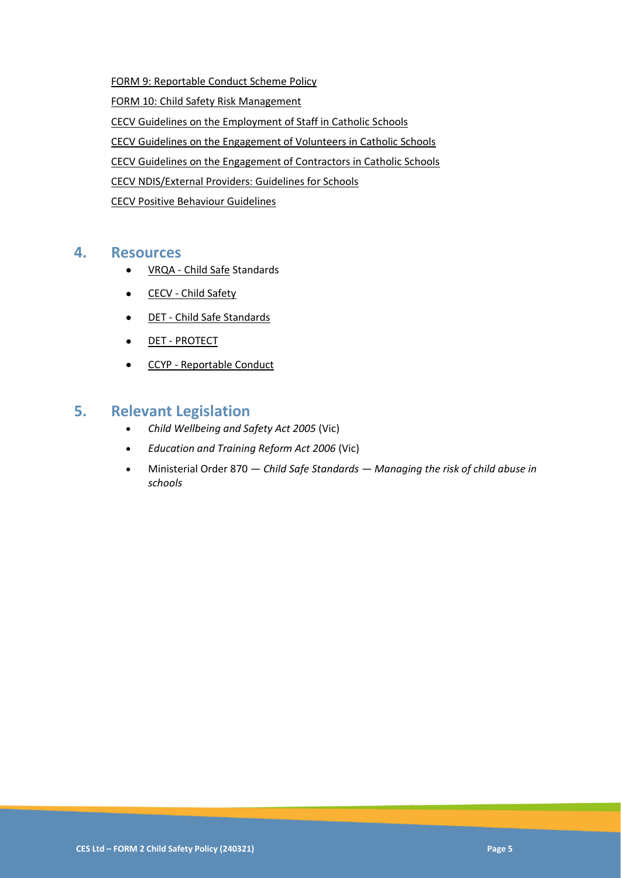FORM 9: Reportable Conduct Scheme Policy

FORM 10: Child Safety Risk Management

CECV Guidelines on the Employment of Staff in Catholic Schools

CECV Guidelines on the Engagement of Volunteers in Catholic Schools

CECV Guidelines on the Engagement of Contractors in Catholic Schools

CECV NDIS/External Providers: Guidelines for Schools

CECV Positive Behaviour Guidelines

## 4. Resources

- VRQA - Child Safe Standards
- CECV - Child Safety
- DET - Child Safe Standards
- DET - PROTECT
- CCYP - Reportable Conduct

## 5. Relevant Legislation

- *Child Wellbeing and Safety Act 2005* (Vic)
- *Education and Training Reform Act 2006* (Vic)
- Ministerial Order 870 — *Child Safe Standards — Managing the risk of child abuse in schools*